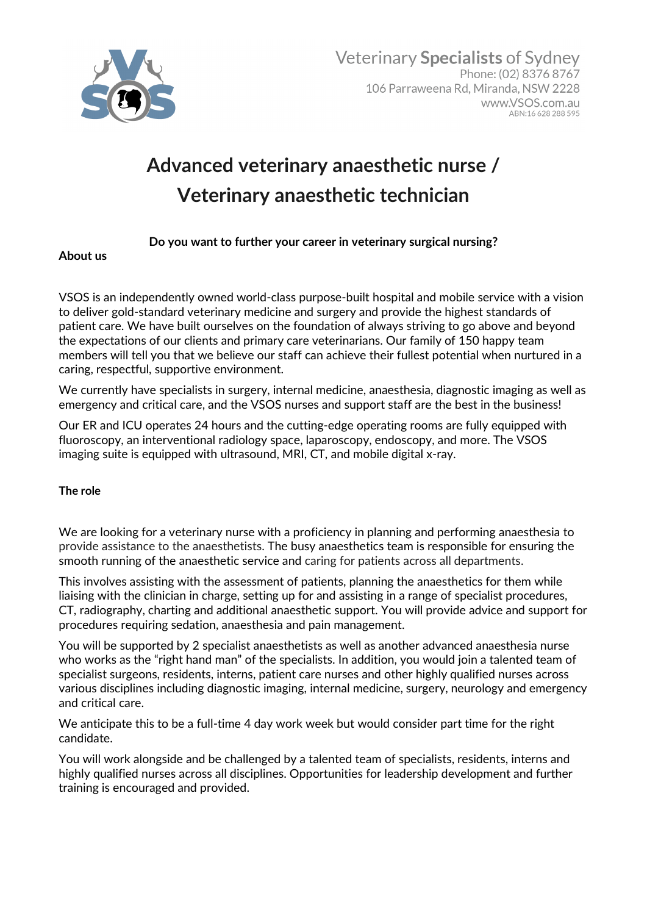Veterinary **Specialists** of Sydney
Phone: (02) 8376 8767
106 Parraweena Rd, Miranda, NSW 2228
www.VSOS.com.au
ABN:16 628 288 595

# Advanced veterinary anaesthetic nurse / Veterinary anaesthetic technician

**Do you want to further your career in veterinary surgical nursing?**

**About us**

VSOS is an independently owned world-class purpose-built hospital and mobile service with a vision to deliver gold-standard veterinary medicine and surgery and provide the highest standards of patient care. We have built ourselves on the foundation of always striving to go above and beyond the expectations of our clients and primary care veterinarians. Our family of 150 happy team members will tell you that we believe our staff can achieve their fullest potential when nurtured in a caring, respectful, supportive environment.

We currently have specialists in surgery, internal medicine, anaesthesia, diagnostic imaging as well as emergency and critical care, and the VSOS nurses and support staff are the best in the business!

Our ER and ICU operates 24 hours and the cutting-edge operating rooms are fully equipped with fluoroscopy, an interventional radiology space, laparoscopy, endoscopy, and more. The VSOS imaging suite is equipped with ultrasound, MRI, CT, and mobile digital x-ray.

**The role**

We are looking for a veterinary nurse with a proficiency in planning and performing anaesthesia to provide assistance to the anaesthetists. The busy anaesthetics team is responsible for ensuring the smooth running of the anaesthetic service and caring for patients across all departments.

This involves assisting with the assessment of patients, planning the anaesthetics for them while liaising with the clinician in charge, setting up for and assisting in a range of specialist procedures, CT, radiography, charting and additional anaesthetic support. You will provide advice and support for procedures requiring sedation, anaesthesia and pain management.

You will be supported by 2 specialist anaesthetists as well as another advanced anaesthesia nurse who works as the "right hand man" of the specialists. In addition, you would join a talented team of specialist surgeons, residents, interns, patient care nurses and other highly qualified nurses across various disciplines including diagnostic imaging, internal medicine, surgery, neurology and emergency and critical care.

We anticipate this to be a full-time 4 day work week but would consider part time for the right candidate.

You will work alongside and be challenged by a talented team of specialists, residents, interns and highly qualified nurses across all disciplines. Opportunities for leadership development and further training is encouraged and provided.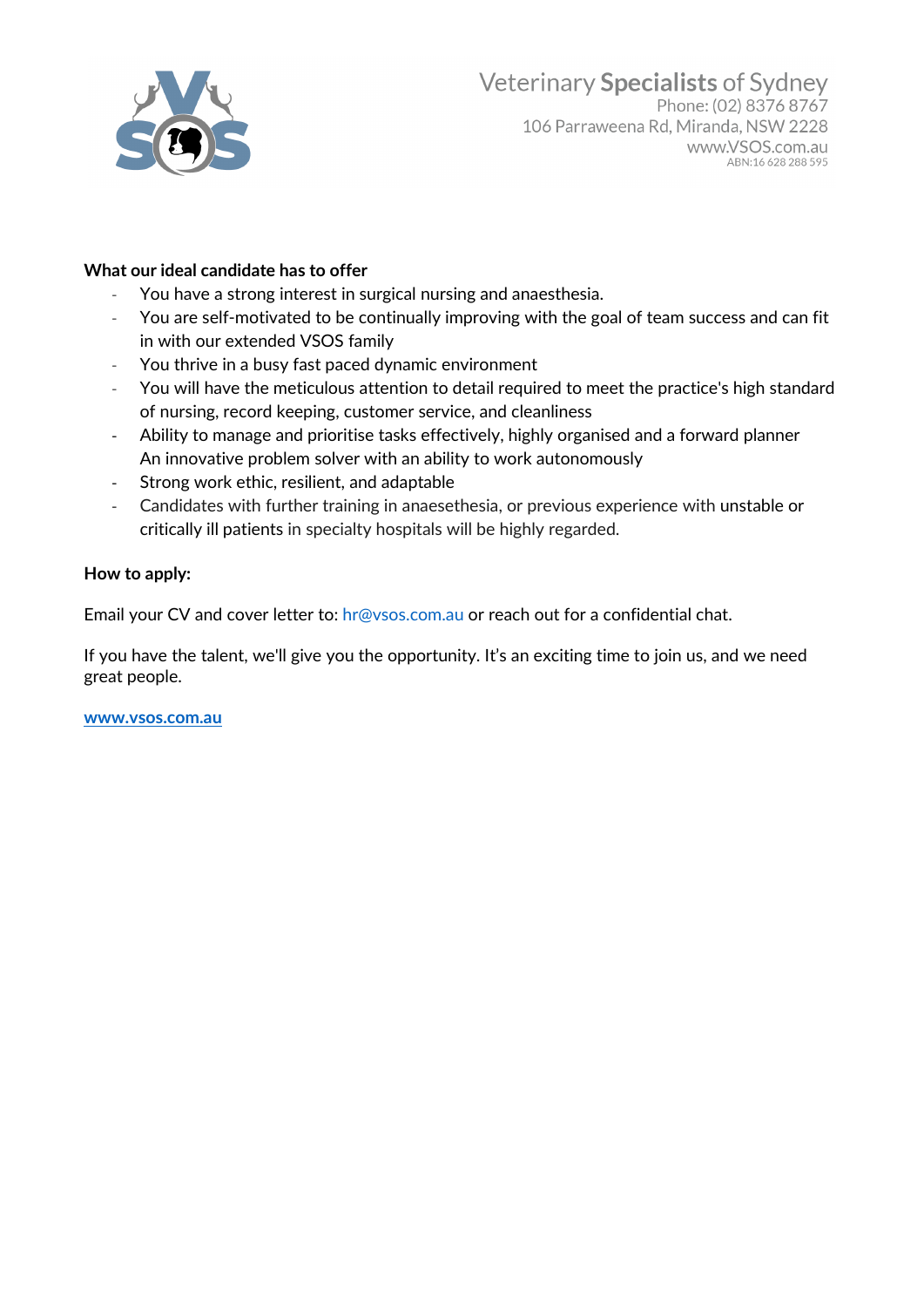Veterinary **Specialists** of Sydney
Phone: (02) 8376 8767
106 Parraweena Rd, Miranda, NSW 2228
www.VSOS.com.au
ABN:16 628 288 595

**What our ideal candidate has to offer**

- You have a strong interest in surgical nursing and anaesthesia.
- You are self-motivated to be continually improving with the goal of team success and can fit in with our extended VSOS family
- You thrive in a busy fast paced dynamic environment
- You will have the meticulous attention to detail required to meet the practice's high standard of nursing, record keeping, customer service, and cleanliness
- Ability to manage and prioritise tasks effectively, highly organised and a forward planner An innovative problem solver with an ability to work autonomously
- Strong work ethic, resilient, and adaptable
- Candidates with further training in anaesethesia, or previous experience with unstable or critically ill patients in specialty hospitals will be highly regarded.

**How to apply:**

Email your CV and cover letter to: hr@vsos.com.au or reach out for a confidential chat.

If you have the talent, we'll give you the opportunity. It's an exciting time to join us, and we need great people.

**www.vsos.com.au**